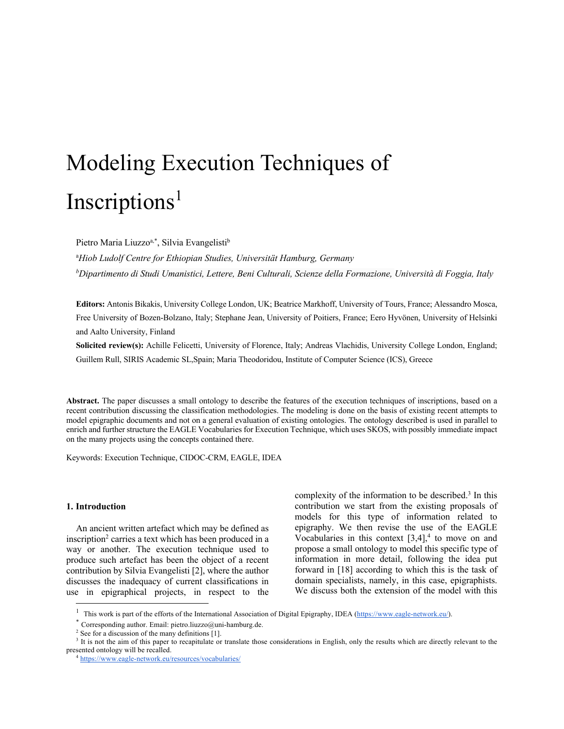# Modeling Execution Techniques of Inscriptions[1]

Pietro Maria Liuzzo[a,*], Silvia Evangelisti[b]

[a] *Hiob Ludolf Centre for Ethiopian Studies, Universität Hamburg, Germany*

[b] *Dipartimento di Studi Umanistici, Lettere, Beni Culturali, Scienze della Formazione, Università di Foggia, Italy*

**Editors:** Antonis Bikakis, University College London, UK; Beatrice Markhoff, University of Tours, France; Alessandro Mosca, Free University of Bozen-Bolzano, Italy; Stephane Jean, University of Poitiers, France; Eero Hyvönen, University of Helsinki and Aalto University, Finland

**Solicited review(s):** Achille Felicetti, University of Florence, Italy; Andreas Vlachidis, University College London, England; Guillem Rull, SIRIS Academic SL,Spain; Maria Theodoridou, Institute of Computer Science (ICS), Greece

**Abstract.** The paper discusses a small ontology to describe the features of the execution techniques of inscriptions, based on a recent contribution discussing the classification methodologies. The modeling is done on the basis of existing recent attempts to model epigraphic documents and not on a general evaluation of existing ontologies. The ontology described is used in parallel to enrich and further structure the EAGLE Vocabularies for Execution Technique, which uses SKOS, with possibly immediate impact on the many projects using the concepts contained there.

Keywords: Execution Technique, CIDOC-CRM, EAGLE, IDEA

## 1. Introduction

An ancient written artefact which may be defined as inscription[2] carries a text which has been produced in a way or another. The execution technique used to produce such artefact has been the object of a recent contribution by Silvia Evangelisti [2], where the author discusses the inadequacy of current classifications in use in epigraphical projects, in respect to the complexity of the information to be described.[3] In this contribution we start from the existing proposals of models for this type of information related to epigraphy. We then revise the use of the EAGLE Vocabularies in this context [3,4],[4] to move on and propose a small ontology to model this specific type of information in more detail, following the idea put forward in [18] according to which this is the task of domain specialists, namely, in this case, epigraphists. We discuss both the extension of the model with this

---

[1] This work is part of the efforts of the International Association of Digital Epigraphy, IDEA (https://www.eagle-network.eu/).

[*] Corresponding author. Email: pietro.liuzzo@uni-hamburg.de.

[2] See for a discussion of the many definitions [1].

[3] It is not the aim of this paper to recapitulate or translate those considerations in English, only the results which are directly relevant to the presented ontology will be recalled.

[4] https://www.eagle-network.eu/resources/vocabularies/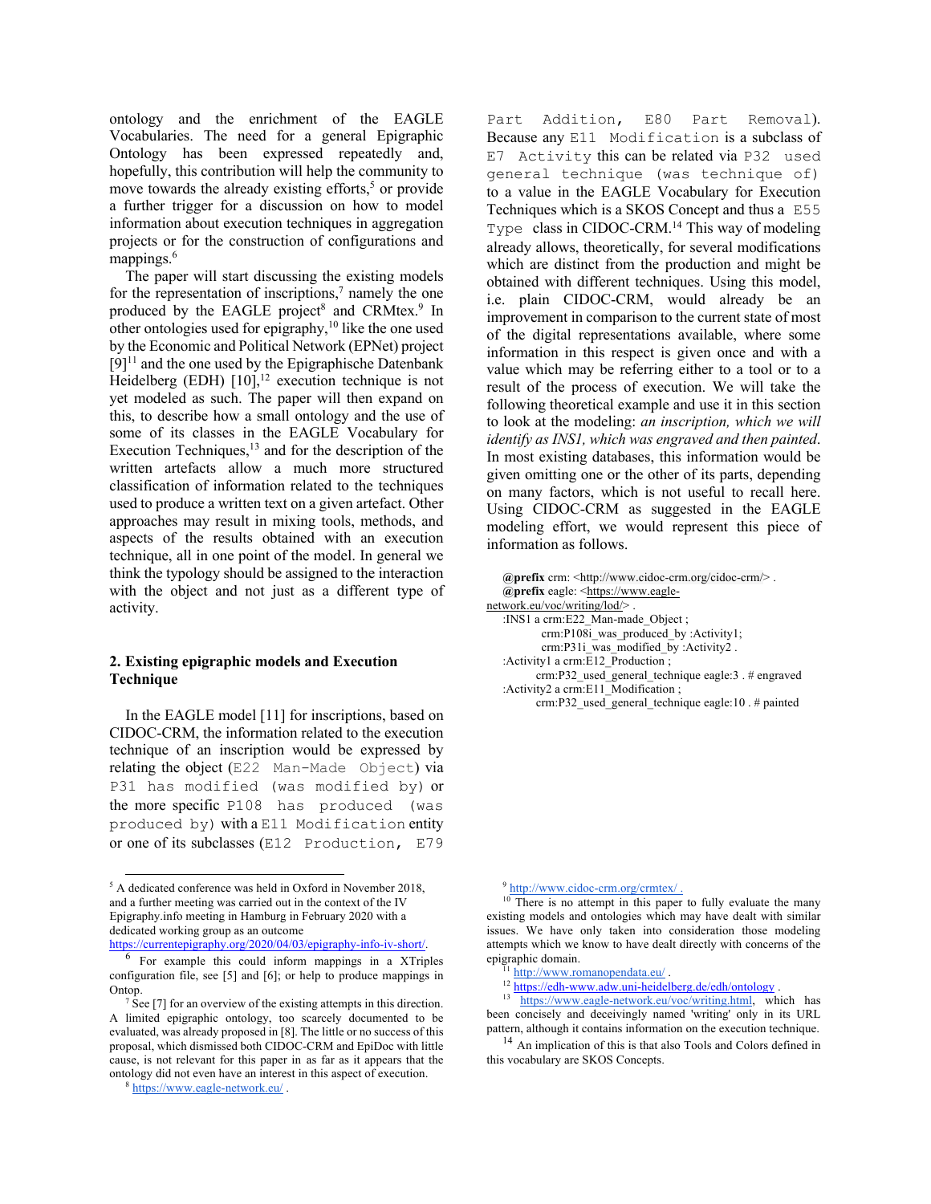ontology and the enrichment of the EAGLE Vocabularies. The need for a general Epigraphic Ontology has been expressed repeatedly and, hopefully, this contribution will help the community to move towards the already existing efforts,[5] or provide a further trigger for a discussion on how to model information about execution techniques in aggregation projects or for the construction of configurations and mappings.[6]

The paper will start discussing the existing models for the representation of inscriptions,[7] namely the one produced by the EAGLE project[8] and CRMtex.[9] In other ontologies used for epigraphy,[10] like the one used by the Economic and Political Network (EPNet) project [9][11] and the one used by the Epigraphische Datenbank Heidelberg (EDH) [10],[12] execution technique is not yet modeled as such. The paper will then expand on this, to describe how a small ontology and the use of some of its classes in the EAGLE Vocabulary for Execution Techniques,[13] and for the description of the written artefacts allow a much more structured classification of information related to the techniques used to produce a written text on a given artefact. Other approaches may result in mixing tools, methods, and aspects of the results obtained with an execution technique, all in one point of the model. In general we think the typology should be assigned to the interaction with the object and not just as a different type of activity.

## 2. Existing epigraphic models and Execution Technique

In the EAGLE model [11] for inscriptions, based on CIDOC-CRM, the information related to the execution technique of an inscription would be expressed by relating the object (`E22 Man-Made Object`) via `P31 has modified (was modified by)` or the more specific `P108 has produced (was produced by)` with a `E11 Modification` entity or one of its subclasses (`E12 Production`, `E79 Part Addition`, `E80 Part Removal`). Because any `E11 Modification` is a subclass of `E7 Activity` this can be related via `P32 used general technique (was technique of)` to a value in the EAGLE Vocabulary for Execution Techniques which is a SKOS Concept and thus a `E55 Type` class in CIDOC-CRM.[14] This way of modeling already allows, theoretically, for several modifications which are distinct from the production and might be obtained with different techniques. Using this model, i.e. plain CIDOC-CRM, would already be an improvement in comparison to the current state of most of the digital representations available, where some information in this respect is given once and with a value which may be referring either to a tool or to a result of the process of execution. We will take the following theoretical example and use it in this section to look at the modeling: *an inscription, which we will identify as INS1, which was engraved and then painted*. In most existing databases, this information would be given omitting one or the other of its parts, depending on many factors, which is not useful to recall here. Using CIDOC-CRM as suggested in the EAGLE modeling effort, we would represent this piece of information as follows.

```
@prefix crm: <http://www.cidoc-crm.org/cidoc-crm/> .
@prefix eagle: <https://www.eagle-network.eu/voc/writing/lod/> .
:INS1 a crm:E22_Man-made_Object ;
        crm:P108i_was_produced_by :Activity1;
        crm:P31i_was_modified_by :Activity2 .
:Activity1 a crm:E12_Production ;
        crm:P32_used_general_technique eagle:3 . # engraved
:Activity2 a crm:E11_Modification ;
        crm:P32_used_general_technique eagle:10 . # painted
```

---

[5] A dedicated conference was held in Oxford in November 2018, and a further meeting was carried out in the context of the IV Epigraphy.info meeting in Hamburg in February 2020 with a dedicated working group as an outcome https://currentepigraphy.org/2020/04/03/epigraphy-info-iv-short/.

[6] For example this could inform mappings in a XTriples configuration file, see [5] and [6]; or help to produce mappings in Ontop.

[7] See [7] for an overview of the existing attempts in this direction. A limited epigraphic ontology, too scarcely documented to be evaluated, was already proposed in [8]. The little or no success of this proposal, which dismissed both CIDOC-CRM and EpiDoc with little cause, is not relevant for this paper in as far as it appears that the ontology did not even have an interest in this aspect of execution.

[8] https://www.eagle-network.eu/ .

[9] http://www.cidoc-crm.org/crmtex/ .

[10] There is no attempt in this paper to fully evaluate the many existing models and ontologies which may have dealt with similar issues. We have only taken into consideration those modeling attempts which we know to have dealt directly with concerns of the epigraphic domain.

[11] http://www.romanopendata.eu/ .

[12] https://edh-www.adw.uni-heidelberg.de/edh/ontology .

[13] https://www.eagle-network.eu/voc/writing.html, which has been concisely and deceivingly named 'writing' only in its URL pattern, although it contains information on the execution technique.

[14] An implication of this is that also Tools and Colors defined in this vocabulary are SKOS Concepts.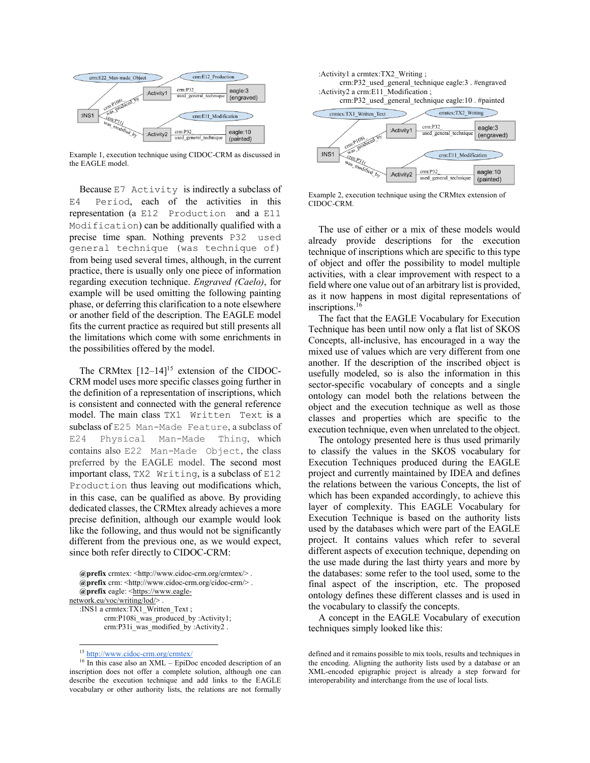Example 1, execution technique using CIDOC-CRM as discussed in the EAGLE model.

Because E7 Activity is indirectly a subclass of E4 Period, each of the activities in this representation (a E12 Production and a E11 Modification) can be additionally qualified with a precise time span. Nothing prevents P32 used general technique (was technique of) from being used several times, although, in the current practice, there is usually only one piece of information regarding execution technique. *Engraved (Caelo)*, for example will be used omitting the following painting phase, or deferring this clarification to a note elsewhere or another field of the description. The EAGLE model fits the current practice as required but still presents all the limitations which come with some enrichments in the possibilities offered by the model.

The CRMtex [12–14][15] extension of the CIDOC-CRM model uses more specific classes going further in the definition of a representation of inscriptions, which is consistent and connected with the general reference model. The main class TX1 Written Text is a subclass of E25 Man-Made Feature, a subclass of E24 Physical Man-Made Thing, which contains also E22 Man-Made Object, the class preferred by the EAGLE model. The second most important class, TX2 Writing, is a subclass of E12 Production thus leaving out modifications which, in this case, can be qualified as above. By providing dedicated classes, the CRMtex already achieves a more precise definition, although our example would look like the following, and thus would not be significantly different from the previous one, as we would expect, since both refer directly to CIDOC-CRM:

```
@prefix crmtex: <http://www.cidoc-crm.org/crmtex/> .
@prefix crm: <http://www.cidoc-crm.org/cidoc-crm/> .
@prefix eagle: <https://www.eagle-network.eu/voc/writing/lod/> .
:INS1 a crmtex:TX1_Written_Text ;
        crm:P108i_was_produced_by :Activity1;
        crm:P31i_was_modified_by :Activity2 .
:Activity1 a crmtex:TX2_Writing ;
        crm:P32_used_general_technique eagle:3 . #engraved
:Activity2 a crm:E11_Modification ;
        crm:P32_used_general_technique eagle:10 . #painted
```

Example 2, execution technique using the CRMtex extension of CIDOC-CRM.

The use of either or a mix of these models would already provide descriptions for the execution technique of inscriptions which are specific to this type of object and offer the possibility to model multiple activities, with a clear improvement with respect to a field where one value out of an arbitrary list is provided, as it now happens in most digital representations of inscriptions.[16]

The fact that the EAGLE Vocabulary for Execution Technique has been until now only a flat list of SKOS Concepts, all-inclusive, has encouraged in a way the mixed use of values which are very different from one another. If the description of the inscribed object is usefully modeled, so is also the information in this sector-specific vocabulary of concepts and a single ontology can model both the relations between the object and the execution technique as well as those classes and properties which are specific to the execution technique, even when unrelated to the object.

The ontology presented here is thus used primarily to classify the values in the SKOS vocabulary for Execution Techniques produced during the EAGLE project and currently maintained by IDEA and defines the relations between the various Concepts, the list of which has been expanded accordingly, to achieve this layer of complexity. This EAGLE Vocabulary for Execution Technique is based on the authority lists used by the databases which were part of the EAGLE project. It contains values which refer to several different aspects of execution technique, depending on the use made during the last thirty years and more by the databases: some refer to the tool used, some to the final aspect of the inscription, etc. The proposed ontology defines these different classes and is used in the vocabulary to classify the concepts.

A concept in the EAGLE Vocabulary of execution techniques simply looked like this:

[15] http://www.cidoc-crm.org/crmtex/

[16] In this case also an XML – EpiDoc encoded description of an inscription does not offer a complete solution, although one can describe the execution technique and add links to the EAGLE vocabulary or other authority lists, the relations are not formally defined and it remains possible to mix tools, results and techniques in the encoding. Aligning the authority lists used by a database or an XML-encoded epigraphic project is already a step forward for interoperability and interchange from the use of local lists.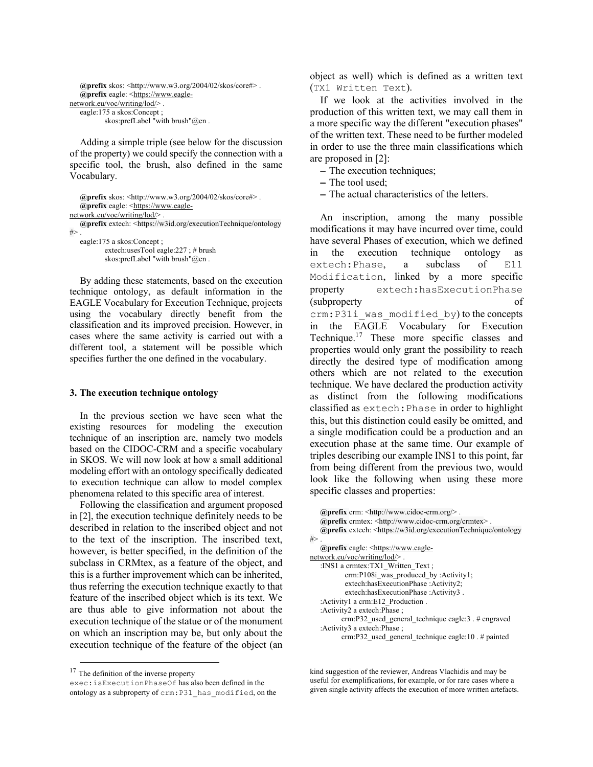```
@prefix skos: <http://www.w3.org/2004/02/skos/core#> .
@prefix eagle: <https://www.eagle-network.eu/voc/writing/lod/> .
eagle:175 a skos:Concept ;
        skos:prefLabel "with brush"@en .
```

Adding a simple triple (see below for the discussion of the property) we could specify the connection with a specific tool, the brush, also defined in the same Vocabulary.

```
@prefix skos: <http://www.w3.org/2004/02/skos/core#> .
@prefix eagle: <https://www.eagle-network.eu/voc/writing/lod/> .
@prefix extech: <https://w3id.org/executionTechnique/ontology#> .
eagle:175 a skos:Concept ;
        extech:usesTool eagle:227 ; # brush
        skos:prefLabel "with brush"@en .
```

By adding these statements, based on the execution technique ontology, as default information in the EAGLE Vocabulary for Execution Technique, projects using the vocabulary directly benefit from the classification and its improved precision. However, in cases where the same activity is carried out with a different tool, a statement will be possible which specifies further the one defined in the vocabulary.

### 3. The execution technique ontology

In the previous section we have seen what the existing resources for modeling the execution technique of an inscription are, namely two models based on the CIDOC-CRM and a specific vocabulary in SKOS. We will now look at how a small additional modeling effort with an ontology specifically dedicated to execution technique can allow to model complex phenomena related to this specific area of interest.

Following the classification and argument proposed in [2], the execution technique definitely needs to be described in relation to the inscribed object and not to the text of the inscription. The inscribed text, however, is better specified, in the definition of the subclass in CRMtex, as a feature of the object, and this is a further improvement which can be inherited, thus referring the execution technique exactly to that feature of the inscribed object which is its text. We are thus able to give information not about the execution technique of the statue or of the monument on which an inscription may be, but only about the execution technique of the feature of the object (an object as well) which is defined as a written text (`TX1 Written Text`).

If we look at the activities involved in the production of this written text, we may call them in a more specific way the different "execution phases" of the written text. These need to be further modeled in order to use the three main classifications which are proposed in [2]:

- The execution techniques;
- The tool used;
- The actual characteristics of the letters.

An inscription, among the many possible modifications it may have incurred over time, could have several Phases of execution, which we defined in the execution technique ontology as `extech:Phase`, a subclass of `E11 Modification`, linked by a more specific property `extech:hasExecutionPhase` (subproperty of `crm:P31i_was_modified_by`) to the concepts in the EAGLE Vocabulary for Execution Technique.[17] These more specific classes and properties would only grant the possibility to reach directly the desired type of modification among others which are not related to the execution technique. We have declared the production activity as distinct from the following modifications classified as `extech:Phase` in order to highlight this, but this distinction could easily be omitted, and a single modification could be a production and an execution phase at the same time. Our example of triples describing our example INS1 to this point, far from being different from the previous two, would look like the following when using these more specific classes and properties:

```
@prefix crm: <http://www.cidoc-crm.org/> .
@prefix crmtex: <http://www.cidoc-crm.org/crmtex> .
@prefix extech: <https://w3id.org/executionTechnique/ontology#> .
@prefix eagle: <https://www.eagle-network.eu/voc/writing/lod/> .
:INS1 a crmtex:TX1_Written_Text ;
        crm:P108i_was_produced_by :Activity1;
        extech:hasExecutionPhase :Activity2;
        extech:hasExecutionPhase :Activity3 .
:Activity1 a crm:E12_Production .
:Activity2 a extech:Phase ;
        crm:P32_used_general_technique eagle:3 . # engraved
:Activity3 a extech:Phase ;
        crm:P32_used_general_technique eagle:10 . # painted
```

[17] The definition of the inverse property `exec:isExecutionPhaseOf` has also been defined in the ontology as a subproperty of `crm:P31_has_modified`, on the kind suggestion of the reviewer, Andreas Vlachidis and may be useful for exemplifications, for example, or for rare cases where a given single activity affects the execution of more written artefacts.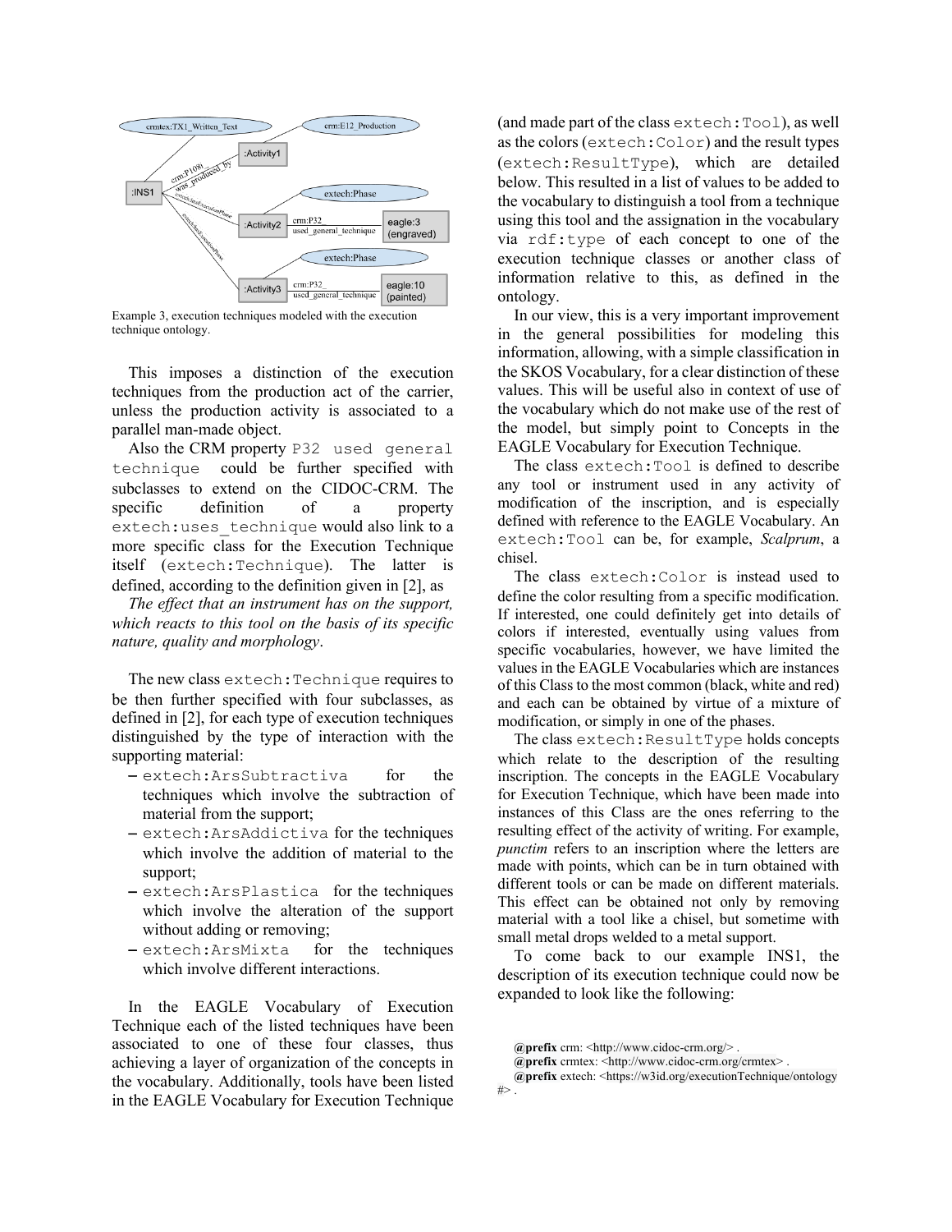crmtex:TX1_Written_Text

crm:E12_Production

:Activity1

:INS1

crm:P108i was_produced_by

crmtex:hasExecutionPhase

extech:Phase

:Activity2

crm:P32 used_general_technique

eagle:3 (engraved)

crmtex:hasExecutionPhase

extech:Phase

:Activity3

crm:P32 used_general_technique

eagle:10 (painted)

Example 3, execution techniques modeled with the execution technique ontology.

This imposes a distinction of the execution techniques from the production act of the carrier, unless the production activity is associated to a parallel man-made object.

Also the CRM property `P32 used general technique` could be further specified with subclasses to extend on the CIDOC-CRM. The specific definition of a property `extech:uses_technique` would also link to a more specific class for the Execution Technique itself (`extech:Technique`). The latter is defined, according to the definition given in [2], as

*The effect that an instrument has on the support, which reacts to this tool on the basis of its specific nature, quality and morphology*.

The new class `extech:Technique` requires to be then further specified with four subclasses, as defined in [2], for each type of execution techniques distinguished by the type of interaction with the supporting material:

- `extech:ArsSubtractiva` for the techniques which involve the subtraction of material from the support;
- `extech:ArsAddictiva` for the techniques which involve the addition of material to the support;
- `extech:ArsPlastica` for the techniques which involve the alteration of the support without adding or removing;
- `extech:ArsMixta` for the techniques which involve different interactions.

In the EAGLE Vocabulary of Execution Technique each of the listed techniques have been associated to one of these four classes, thus achieving a layer of organization of the concepts in the vocabulary. Additionally, tools have been listed in the EAGLE Vocabulary for Execution Technique (and made part of the class `extech:Tool`), as well as the colors (`extech:Color`) and the result types (`extech:ResultType`), which are detailed below. This resulted in a list of values to be added to the vocabulary to distinguish a tool from a technique using this tool and the assignation in the vocabulary via `rdf:type` of each concept to one of the execution technique classes or another class of information relative to this, as defined in the ontology.

In our view, this is a very important improvement in the general possibilities for modeling this information, allowing, with a simple classification in the SKOS Vocabulary, for a clear distinction of these values. This will be useful also in context of use of the vocabulary which do not make use of the rest of the model, but simply point to Concepts in the EAGLE Vocabulary for Execution Technique.

The class `extech:Tool` is defined to describe any tool or instrument used in any activity of modification of the inscription, and is especially defined with reference to the EAGLE Vocabulary. An `extech:Tool` can be, for example, *Scalprum*, a chisel.

The class `extech:Color` is instead used to define the color resulting from a specific modification. If interested, one could definitely get into details of colors if interested, eventually using values from specific vocabularies, however, we have limited the values in the EAGLE Vocabularies which are instances of this Class to the most common (black, white and red) and each can be obtained by virtue of a mixture of modification, or simply in one of the phases.

The class `extech:ResultType` holds concepts which relate to the description of the resulting inscription. The concepts in the EAGLE Vocabulary for Execution Technique, which have been made into instances of this Class are the ones referring to the resulting effect of the activity of writing. For example, *punctim* refers to an inscription where the letters are made with points, which can be in turn obtained with different tools or can be made on different materials. This effect can be obtained not only by removing material with a tool like a chisel, but sometime with small metal drops welded to a metal support.

To come back to our example INS1, the description of its execution technique could now be expanded to look like the following:

```
@prefix crm: <http://www.cidoc-crm.org/> .
@prefix crmtex: <http://www.cidoc-crm.org/crmtex> .
@prefix extech: <https://w3id.org/executionTechnique/ontology#> .
```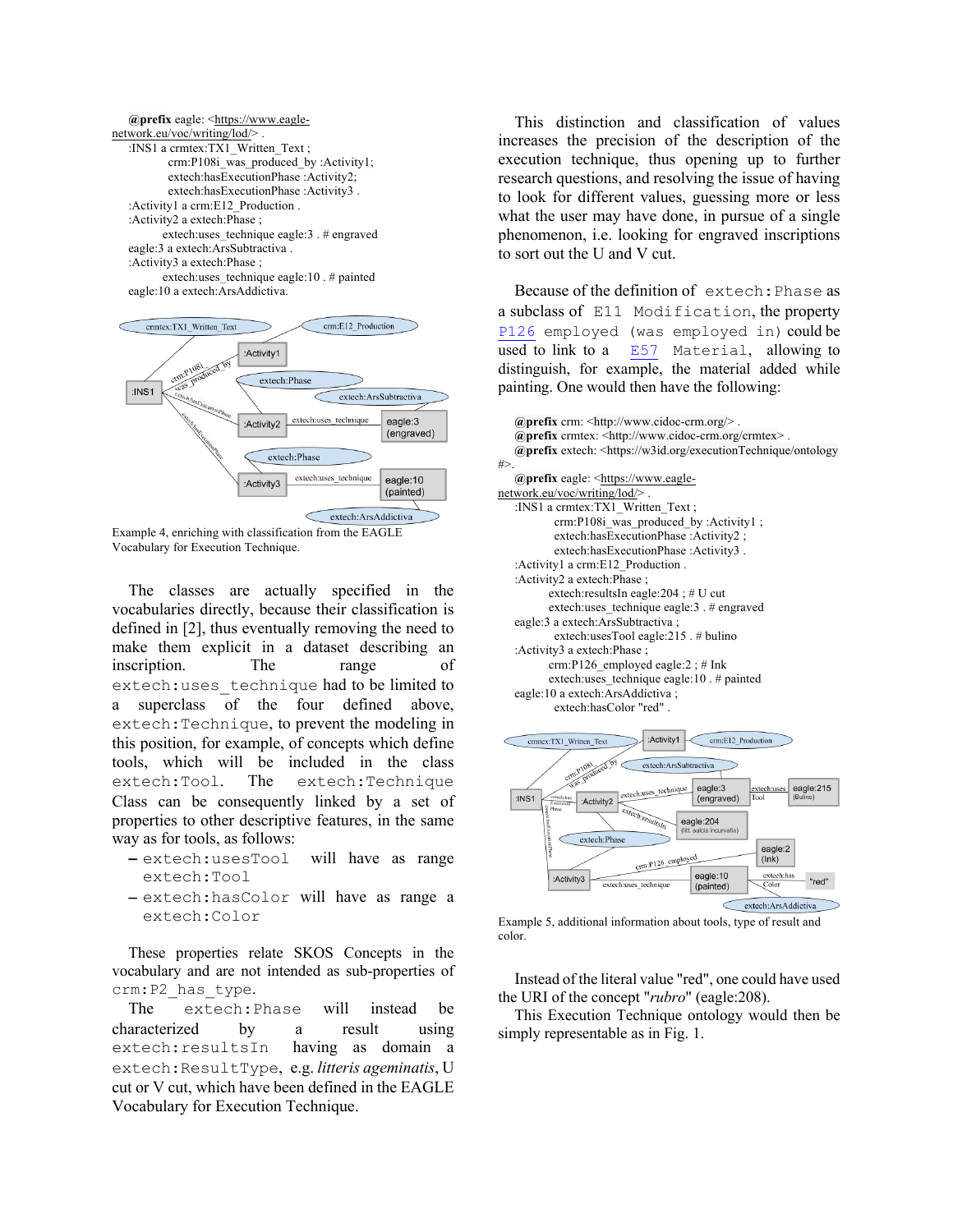```
@prefix eagle: <https://www.eagle-network.eu/voc/writing/lod/> .
:INS1 a crmtex:TX1_Written_Text ;
        crm:P108i_was_produced_by :Activity1;
        extech:hasExecutionPhase :Activity2;
        extech:hasExecutionPhase :Activity3 .
:Activity1 a crm:E12_Production .
:Activity2 a extech:Phase ;
        extech:uses_technique eagle:3 . # engraved
eagle:3 a extech:ArsSubtractiva .
:Activity3 a extech:Phase ;
        extech:uses_technique eagle:10 . # painted
eagle:10 a extech:ArsAddictiva.
```

Example 4, enriching with classification from the EAGLE Vocabulary for Execution Technique.

The classes are actually specified in the vocabularies directly, because their classification is defined in [2], thus eventually removing the need to make them explicit in a dataset describing an inscription. The range of `extech:uses_technique` had to be limited to a superclass of the four defined above, `extech:Technique`, to prevent the modeling in this position, for example, of concepts which define tools, which will be included in the class `extech:Tool`. The `extech:Technique` Class can be consequently linked by a set of properties to other descriptive features, in the same way as for tools, as follows:

- `extech:usesTool` will have as range `extech:Tool`
- `extech:hasColor` will have as range a `extech:Color`

These properties relate SKOS Concepts in the vocabulary and are not intended as sub-properties of `crm:P2_has_type`.

The `extech:Phase` will instead be characterized by a result using `extech:resultsIn` having as domain a `extech:ResultType`, e.g. *litteris ageminatis*, U cut or V cut, which have been defined in the EAGLE Vocabulary for Execution Technique.

This distinction and classification of values increases the precision of the description of the execution technique, thus opening up to further research questions, and resolving the issue of having to look for different values, guessing more or less what the user may have done, in pursue of a single phenomenon, i.e. looking for engraved inscriptions to sort out the U and V cut.

Because of the definition of `extech:Phase` as a subclass of `E11 Modification`, the property `P126 employed (was employed in)` could be used to link to a `E57 Material`, allowing to distinguish, for example, the material added while painting. One would then have the following:

```
@prefix crm: <http://www.cidoc-crm.org/> .
@prefix crmtex: <http://www.cidoc-crm.org/crmtex> .
@prefix extech: <https://w3id.org/executionTechnique/ontology#>.
@prefix eagle: <https://www.eagle-network.eu/voc/writing/lod/> .
:INS1 a crmtex:TX1_Written_Text ;
        crm:P108i_was_produced_by :Activity1 ;
        extech:hasExecutionPhase :Activity2 ;
        extech:hasExecutionPhase :Activity3 .
:Activity1 a crm:E12_Production .
:Activity2 a extech:Phase ;
        extech:resultsIn eagle:204 ; # U cut
        extech:uses_technique eagle:3 . # engraved
eagle:3 a extech:ArsSubtractiva ;
        extech:usesTool eagle:215 . # bulino
:Activity3 a extech:Phase ;
        crm:P126_employed eagle:2 ; # Ink
        extech:uses_technique eagle:10 . # painted
eagle:10 a extech:ArsAddictiva ;
        extech:hasColor "red" .
```

Example 5, additional information about tools, type of result and color.

Instead of the literal value "red", one could have used the URI of the concept "*rubro*" (eagle:208).

This Execution Technique ontology would then be simply representable as in Fig. 1.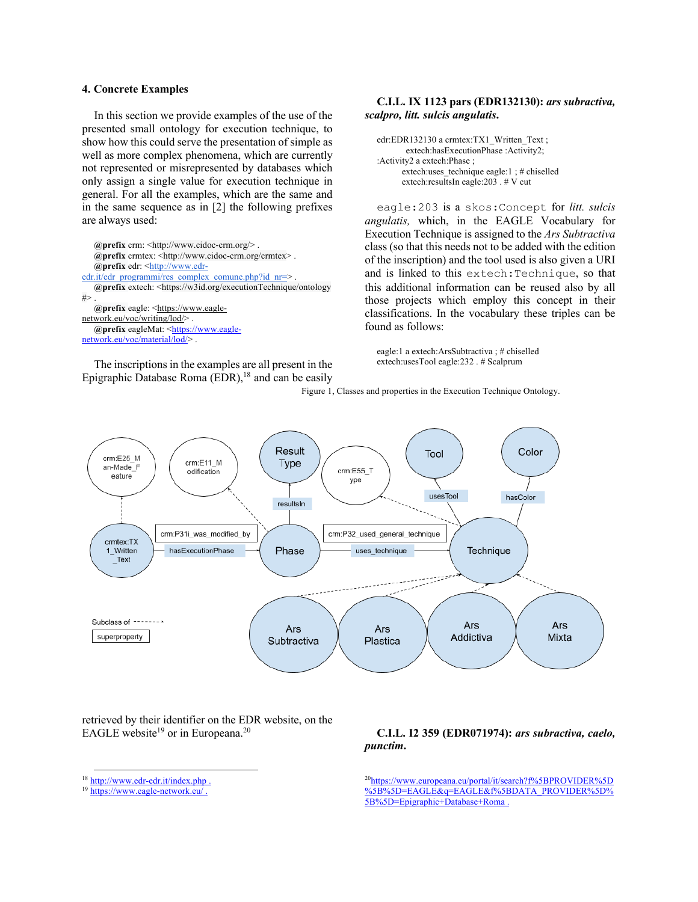## 4. Concrete Examples

In this section we provide examples of the use of the presented small ontology for execution technique, to show how this could serve the presentation of simple as well as more complex phenomena, which are currently not represented or misrepresented by databases which only assign a single value for execution technique in general. For all the examples, which are the same and in the same sequence as in [2] the following prefixes are always used:

```
@prefix crm: <http://www.cidoc-crm.org/> .
@prefix crmtex: <http://www.cidoc-crm.org/crmtex> .
@prefix edr: <http://www.edr-edr.it/edr_programmi/res_complex_comune.php?id_nr=> .
@prefix extech: <https://w3id.org/executionTechnique/ontology#> .
@prefix eagle: <https://www.eagle-network.eu/voc/writing/lod/> .
@prefix eagleMat: <https://www.eagle-network.eu/voc/material/lod/> .
```

The inscriptions in the examples are all present in the Epigraphic Database Roma (EDR),[18] and can be easily retrieved by their identifier on the EDR website, on the EAGLE website[19] or in Europeana.[20]

**C.I.L. IX 1123 pars (EDR132130):** ***ars subractiva, scalpro, litt. sulcis angulatis.***

```
edr:EDR132130 a crmtex:TX1_Written_Text ;
        extech:hasExecutionPhase :Activity2;
:Activity2 a extech:Phase ;
        extech:uses_technique eagle:1 ; # chiselled
        extech:resultsIn eagle:203 . # V cut
```

`eagle:203` is a `skos:Concept` for *litt. sulcis angulatis,* which, in the EAGLE Vocabulary for Execution Technique is assigned to the *Ars Subtractiva* class (so that this needs not to be added with the edition of the inscription) and the tool used is also given a URI and is linked to this `extech:Technique`, so that this additional information can be reused also by all those projects which employ this concept in their classifications. In the vocabulary these triples can be found as follows:

```
eagle:1 a extech:ArsSubtractiva ; # chiselled
extech:usesTool eagle:232 . # Scalprum
```

Figure 1, Classes and properties in the Execution Technique Ontology.

**C.I.L. I2 359 (EDR071974):** ***ars subractiva, caelo, punctim.***

[18] http://www.edr-edr.it/index.php .

[19] https://www.eagle-network.eu/ .

[20] https://www.europeana.eu/portal/it/search?f%5BPROVIDER%5D%5B%5D=EAGLE&q=EAGLE&f%5BDATA_PROVIDER%5D%5B%5D=Epigraphic+Database+Roma .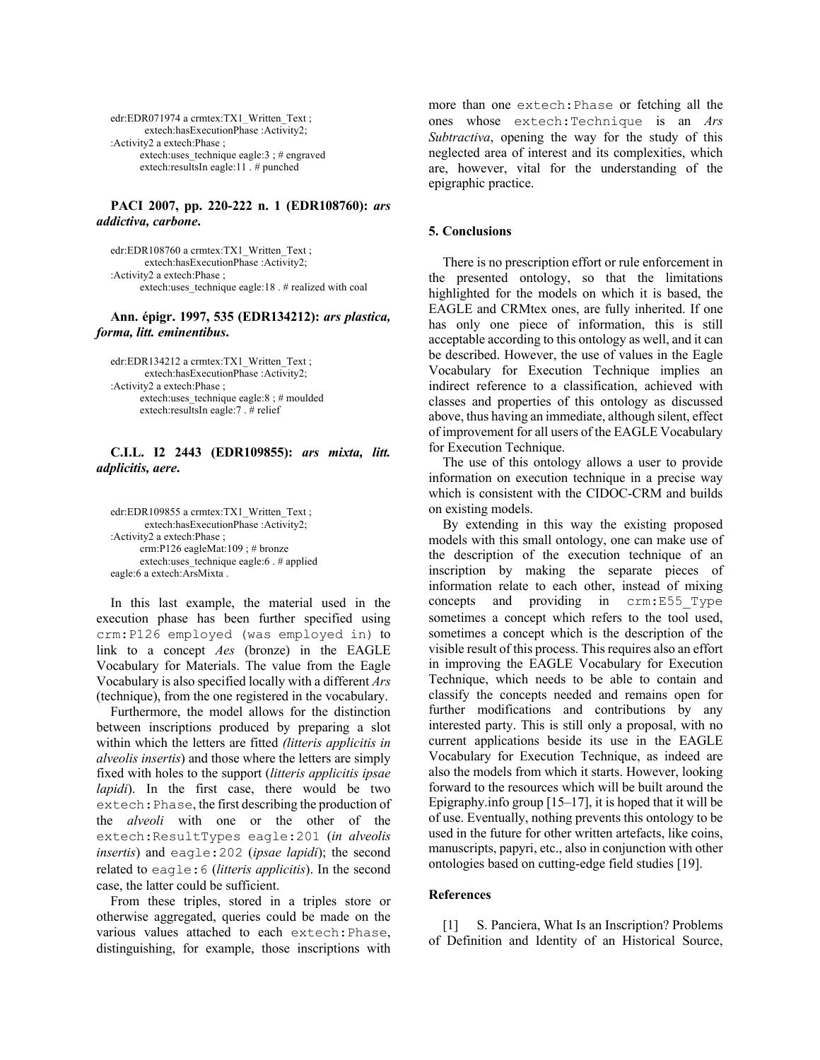```
edr:EDR071974 a crmtex:TX1_Written_Text ;
     extech:hasExecutionPhase :Activity2;
:Activity2 a extech:Phase ;
     extech:uses_technique eagle:3 ; # engraved
     extech:resultsIn eagle:11 . # punched
```

**PACI 2007, pp. 220-222 n. 1 (EDR108760): *ars addictiva, carbone*.**

```
edr:EDR108760 a crmtex:TX1_Written_Text ;
     extech:hasExecutionPhase :Activity2;
:Activity2 a extech:Phase ;
     extech:uses_technique eagle:18 . # realized with coal
```

**Ann. épigr. 1997, 535 (EDR134212): *ars plastica, forma, litt. eminentibus*.**

```
edr:EDR134212 a crmtex:TX1_Written_Text ;
     extech:hasExecutionPhase :Activity2;
:Activity2 a extech:Phase ;
     extech:uses_technique eagle:8 ; # moulded
     extech:resultsIn eagle:7 . # relief
```

**C.I.L. I2 2443 (EDR109855): *ars mixta, litt. adplicitis, aere*.**

```
edr:EDR109855 a crmtex:TX1_Written_Text ;
     extech:hasExecutionPhase :Activity2;
:Activity2 a extech:Phase ;
     crm:P126 eagleMat:109 ; # bronze
     extech:uses_technique eagle:6 . # applied
eagle:6 a extech:ArsMixta .
```

In this last example, the material used in the execution phase has been further specified using `crm:P126 employed (was employed in)` to link to a concept *Aes* (bronze) in the EAGLE Vocabulary for Materials. The value from the Eagle Vocabulary is also specified locally with a different *Ars* (technique), from the one registered in the vocabulary.

Furthermore, the model allows for the distinction between inscriptions produced by preparing a slot within which the letters are fitted *(litteris applicitis in alveolis insertis*) and those where the letters are simply fixed with holes to the support (*litteris applicitis ipsae lapidi*). In the first case, there would be two `extech:Phase`, the first describing the production of the *alveoli* with one or the other of the `extech:ResultTypes eagle:201` (*in alveolis insertis*) and `eagle:202` (*ipsae lapidi*); the second related to `eagle:6` (*litteris applicitis*). In the second case, the latter could be sufficient.

From these triples, stored in a triples store or otherwise aggregated, queries could be made on the various values attached to each `extech:Phase`, distinguishing, for example, those inscriptions with more than one `extech:Phase` or fetching all the ones whose `extech:Technique` is an *Ars Subtractiva*, opening the way for the study of this neglected area of interest and its complexities, which are, however, vital for the understanding of the epigraphic practice.

## 5. Conclusions

There is no prescription effort or rule enforcement in the presented ontology, so that the limitations highlighted for the models on which it is based, the EAGLE and CRMtex ones, are fully inherited. If one has only one piece of information, this is still acceptable according to this ontology as well, and it can be described. However, the use of values in the Eagle Vocabulary for Execution Technique implies an indirect reference to a classification, achieved with classes and properties of this ontology as discussed above, thus having an immediate, although silent, effect of improvement for all users of the EAGLE Vocabulary for Execution Technique.

The use of this ontology allows a user to provide information on execution technique in a precise way which is consistent with the CIDOC-CRM and builds on existing models.

By extending in this way the existing proposed models with this small ontology, one can make use of the description of the execution technique of an inscription by making the separate pieces of information relate to each other, instead of mixing concepts and providing in `crm:E55_Type` sometimes a concept which refers to the tool used, sometimes a concept which is the description of the visible result of this process. This requires also an effort in improving the EAGLE Vocabulary for Execution Technique, which needs to be able to contain and classify the concepts needed and remains open for further modifications and contributions by any interested party. This is still only a proposal, with no current applications beside its use in the EAGLE Vocabulary for Execution Technique, as indeed are also the models from which it starts. However, looking forward to the resources which will be built around the Epigraphy.info group [15–17], it is hoped that it will be of use. Eventually, nothing prevents this ontology to be used in the future for other written artefacts, like coins, manuscripts, papyri, etc., also in conjunction with other ontologies based on cutting-edge field studies [19].

## References

[1] S. Panciera, What Is an Inscription? Problems of Definition and Identity of an Historical Source,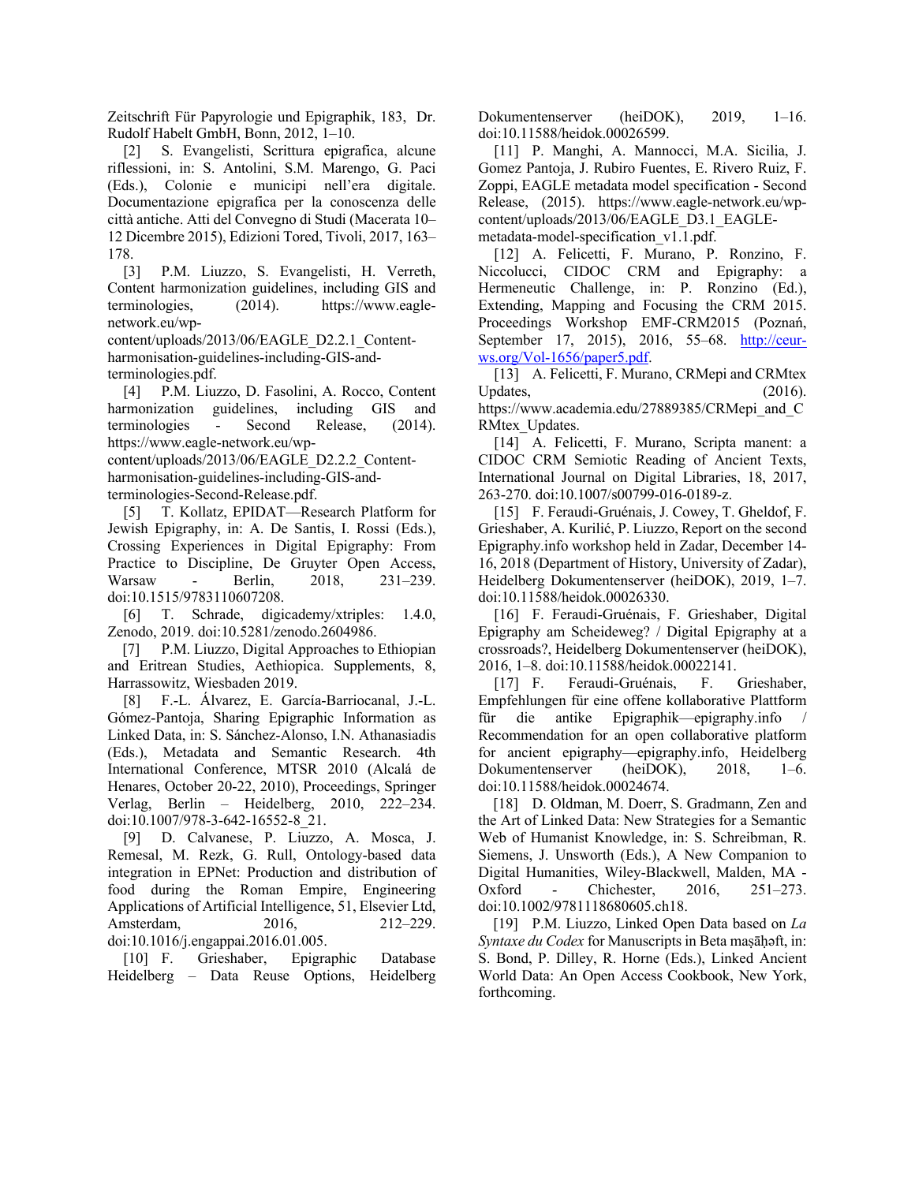Zeitschrift Für Papyrologie und Epigraphik, 183, Dr. Rudolf Habelt GmbH, Bonn, 2012, 1–10.

[2] S. Evangelisti, Scrittura epigrafica, alcune riflessioni, in: S. Antolini, S.M. Marengo, G. Paci (Eds.), Colonie e municipi nell'era digitale. Documentazione epigrafica per la conoscenza delle città antiche. Atti del Convegno di Studi (Macerata 10–12 Dicembre 2015), Edizioni Tored, Tivoli, 2017, 163–178.

[3] P.M. Liuzzo, S. Evangelisti, H. Verreth, Content harmonization guidelines, including GIS and terminologies, (2014). https://www.eagle-network.eu/wp-content/uploads/2013/06/EAGLE_D2.2.1_Content-harmonisation-guidelines-including-GIS-and-terminologies.pdf.

[4] P.M. Liuzzo, D. Fasolini, A. Rocco, Content harmonization guidelines, including GIS and terminologies - Second Release, (2014). https://www.eagle-network.eu/wp-content/uploads/2013/06/EAGLE_D2.2.2_Content-harmonisation-guidelines-including-GIS-and-terminologies-Second-Release.pdf.

[5] T. Kollatz, EPIDAT—Research Platform for Jewish Epigraphy, in: A. De Santis, I. Rossi (Eds.), Crossing Experiences in Digital Epigraphy: From Practice to Discipline, De Gruyter Open Access, Warsaw - Berlin, 2018, 231–239. doi:10.1515/9783110607208.

[6] T. Schrade, digicademy/xtriples: 1.4.0, Zenodo, 2019. doi:10.5281/zenodo.2604986.

[7] P.M. Liuzzo, Digital Approaches to Ethiopian and Eritrean Studies, Aethiopica. Supplements, 8, Harrassowitz, Wiesbaden 2019.

[8] F.-L. Álvarez, E. García-Barriocanal, J.-L. Gómez-Pantoja, Sharing Epigraphic Information as Linked Data, in: S. Sánchez-Alonso, I.N. Athanasiadis (Eds.), Metadata and Semantic Research. 4th International Conference, MTSR 2010 (Alcalá de Henares, October 20-22, 2010), Proceedings, Springer Verlag, Berlin – Heidelberg, 2010, 222–234. doi:10.1007/978-3-642-16552-8_21.

[9] D. Calvanese, P. Liuzzo, A. Mosca, J. Remesal, M. Rezk, G. Rull, Ontology-based data integration in EPNet: Production and distribution of food during the Roman Empire, Engineering Applications of Artificial Intelligence, 51, Elsevier Ltd, Amsterdam, 2016, 212–229. doi:10.1016/j.engappai.2016.01.005.

[10] F. Grieshaber, Epigraphic Database Heidelberg – Data Reuse Options, Heidelberg Dokumentenserver (heiDOK), 2019, 1–16. doi:10.11588/heidok.00026599.

[11] P. Manghi, A. Mannocci, M.A. Sicilia, J. Gomez Pantoja, J. Rubiro Fuentes, E. Rivero Ruiz, F. Zoppi, EAGLE metadata model specification - Second Release, (2015). https://www.eagle-network.eu/wp-content/uploads/2013/06/EAGLE_D3.1_EAGLE-metadata-model-specification_v1.1.pdf.

[12] A. Felicetti, F. Murano, P. Ronzino, F. Niccolucci, CIDOC CRM and Epigraphy: a Hermeneutic Challenge, in: P. Ronzino (Ed.), Extending, Mapping and Focusing the CRM 2015. Proceedings Workshop EMF-CRM2015 (Poznań, September 17, 2015), 2016, 55–68. http://ceur-ws.org/Vol-1656/paper5.pdf.

[13] A. Felicetti, F. Murano, CRMepi and CRMtex Updates, (2016). https://www.academia.edu/27889385/CRMepi_and_CRMtex_Updates.

[14] A. Felicetti, F. Murano, Scripta manent: a CIDOC CRM Semiotic Reading of Ancient Texts, International Journal on Digital Libraries, 18, 2017, 263-270. doi:10.1007/s00799-016-0189-z.

[15] F. Feraudi-Gruénais, J. Cowey, T. Gheldof, F. Grieshaber, A. Kurilić, P. Liuzzo, Report on the second Epigraphy.info workshop held in Zadar, December 14-16, 2018 (Department of History, University of Zadar), Heidelberg Dokumentenserver (heiDOK), 2019, 1–7. doi:10.11588/heidok.00026330.

[16] F. Feraudi-Gruénais, F. Grieshaber, Digital Epigraphy am Scheideweg? / Digital Epigraphy at a crossroads?, Heidelberg Dokumentenserver (heiDOK), 2016, 1–8. doi:10.11588/heidok.00022141.

[17] F. Feraudi-Gruénais, F. Grieshaber, Empfehlungen für eine offene kollaborative Plattform für die antike Epigraphik—epigraphy.info / Recommendation for an open collaborative platform for ancient epigraphy—epigraphy.info, Heidelberg Dokumentenserver (heiDOK), 2018, 1–6. doi:10.11588/heidok.00024674.

[18] D. Oldman, M. Doerr, S. Gradmann, Zen and the Art of Linked Data: New Strategies for a Semantic Web of Humanist Knowledge, in: S. Schreibman, R. Siemens, J. Unsworth (Eds.), A New Companion to Digital Humanities, Wiley-Blackwell, Malden, MA - Oxford - Chichester, 2016, 251–273. doi:10.1002/9781118680605.ch18.

[19] P.M. Liuzzo, Linked Open Data based on *La Syntaxe du Codex* for Manuscripts in Beta maṣāḥəft, in: S. Bond, P. Dilley, R. Horne (Eds.), Linked Ancient World Data: An Open Access Cookbook, New York, forthcoming.